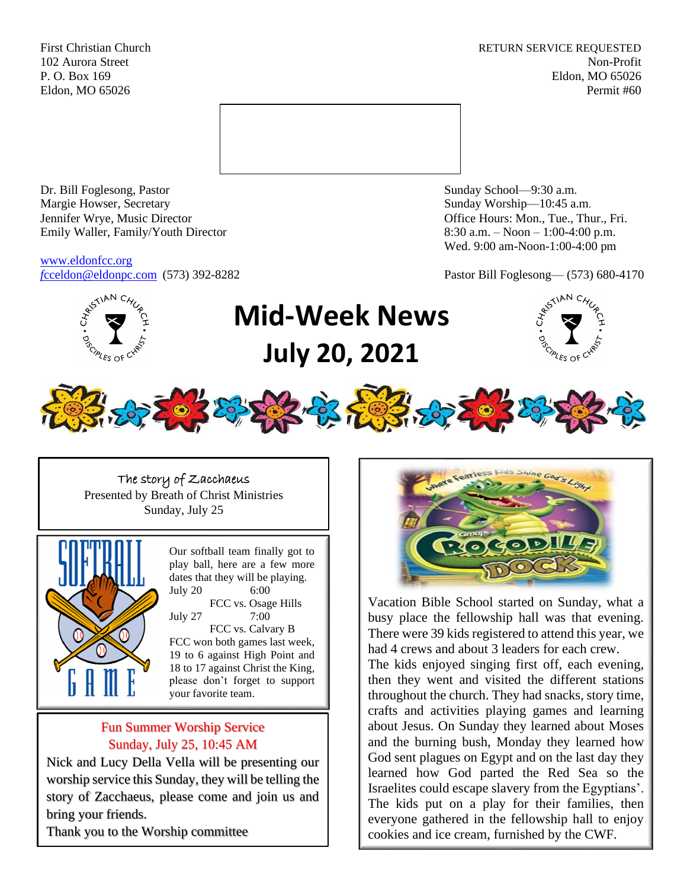First Christian Church
102 Aurora Street
P. O. Box 169
Eldon, MO 65026

RETURN SERVICE REQUESTED
Non-Profit
Eldon, MO 65026
Permit #60

Dr. Bill Foglesong, Pastor
Margie Howser, Secretary
Jennifer Wrye, Music Director
Emily Waller, Family/Youth Director

www.eldonfcc.org
fcceldon@eldonpc.com (573) 392-8282

Sunday School—9:30 a.m.
Sunday Worship—10:45 a.m.
Office Hours: Mon., Tue., Thur., Fri.
8:30 a.m. – Noon – 1:00-4:00 p.m.
Wed. 9:00 am-Noon-1:00-4:00 pm

Pastor Bill Foglesong— (573) 680-4170

# Mid-Week News
# July 20, 2021

The story of Zacchaeus
Presented by Breath of Christ Ministries
Sunday, July 25

## SOFTBALL GAME

Our softball team finally got to play ball, here are a few more dates that they will be playing.

July 20 6:00
FCC vs. Osage Hills

July 27 7:00
FCC vs. Calvary B

FCC won both games last week, 19 to 6 against High Point and 18 to 17 against Christ the King, please don't forget to support your favorite team.

**Fun Summer Worship Service**
**Sunday, July 25, 10:45 AM**

Nick and Lucy Della Vella will be presenting our worship service this Sunday, they will be telling the story of Zacchaeus, please come and join us and bring your friends.
Thank you to the Worship committee

Where Fearless Kids Shine God's Light
Group's CROCODILE DOCK

Vacation Bible School started on Sunday, what a busy place the fellowship hall was that evening. There were 39 kids registered to attend this year, we had 4 crews and about 3 leaders for each crew.
The kids enjoyed singing first off, each evening, then they went and visited the different stations throughout the church. They had snacks, story time, crafts and activities playing games and learning about Jesus. On Sunday they learned about Moses and the burning bush, Monday they learned how God sent plagues on Egypt and on the last day they learned how God parted the Red Sea so the Israelites could escape slavery from the Egyptians'. The kids put on a play for their families, then everyone gathered in the fellowship hall to enjoy cookies and ice cream, furnished by the CWF.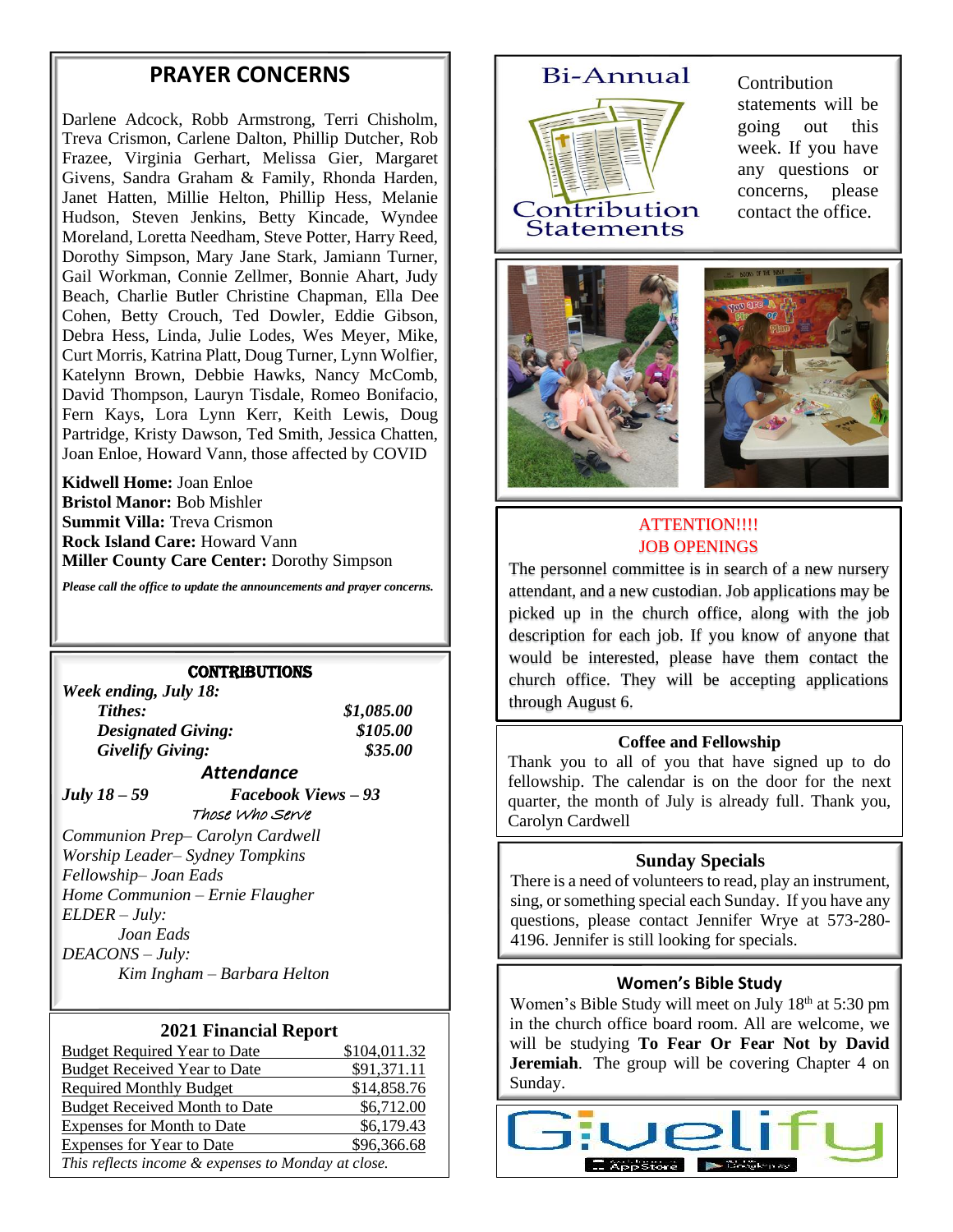## PRAYER CONCERNS

Darlene Adcock, Robb Armstrong, Terri Chisholm, Treva Crismon, Carlene Dalton, Phillip Dutcher, Rob Frazee, Virginia Gerhart, Melissa Gier, Margaret Givens, Sandra Graham & Family, Rhonda Harden, Janet Hatten, Millie Helton, Phillip Hess, Melanie Hudson, Steven Jenkins, Betty Kincade, Wyndee Moreland, Loretta Needham, Steve Potter, Harry Reed, Dorothy Simpson, Mary Jane Stark, Jamiann Turner, Gail Workman, Connie Zellmer, Bonnie Ahart, Judy Beach, Charlie Butler Christine Chapman, Ella Dee Cohen, Betty Crouch, Ted Dowler, Eddie Gibson, Debra Hess, Linda, Julie Lodes, Wes Meyer, Mike, Curt Morris, Katrina Platt, Doug Turner, Lynn Wolfier, Katelynn Brown, Debbie Hawks, Nancy McComb, David Thompson, Lauryn Tisdale, Romeo Bonifacio, Fern Kays, Lora Lynn Kerr, Keith Lewis, Doug Partridge, Kristy Dawson, Ted Smith, Jessica Chatten, Joan Enloe, Howard Vann, those affected by COVID

**Kidwell Home:** Joan Enloe
**Bristol Manor:** Bob Mishler
**Summit Villa:** Treva Crismon
**Rock Island Care:** Howard Vann
**Miller County Care Center:** Dorothy Simpson

***Please call the office to update the announcements and prayer concerns.***

### CONTRIBUTIONS

*Week ending, July 18:*

| | |
|---|---|
| ***Tithes:*** | ***$1,085.00*** |
| ***Designated Giving:*** | ***$105.00*** |
| ***Givelify Giving:*** | ***$35.00*** |

### *Attendance*

***July 18 – 59*** ***Facebook Views – 93***

*Those Who Serve*

*Communion Prep– Carolyn Cardwell*
*Worship Leader– Sydney Tompkins*
*Fellowship– Joan Eads*
*Home Communion – Ernie Flaugher*
*ELDER – July:*
*Joan Eads*
*DEACONS – July:*
*Kim Ingham – Barbara Helton*

### 2021 Financial Report

| | |
|---|---|
| Budget Required Year to Date | $104,011.32 |
| Budget Received Year to Date | $91,371.11 |
| Required Monthly Budget | $14,858.76 |
| Budget Received Month to Date | $6,712.00 |
| Expenses for Month to Date | $6,179.43 |
| Expenses for Year to Date | $96,366.68 |

*This reflects income & expenses to Monday at close.*

### Bi-Annual Contribution Statements

Contribution statements will be going out this week. If you have any questions or concerns, please contact the office.

### ATTENTION!!!!
### JOB OPENINGS

The personnel committee is in search of a new nursery attendant, and a new custodian. Job applications may be picked up in the church office, along with the job description for each job. If you know of anyone that would be interested, please have them contact the church office. They will be accepting applications through August 6.

### Coffee and Fellowship

Thank you to all of you that have signed up to do fellowship. The calendar is on the door for the next quarter, the month of July is already full. Thank you, Carolyn Cardwell

### Sunday Specials

There is a need of volunteers to read, play an instrument, sing, or something special each Sunday. If you have any questions, please contact Jennifer Wrye at 573-280-4196. Jennifer is still looking for specials.

### Women's Bible Study

Women's Bible Study will meet on July 18th at 5:30 pm in the church office board room. All are welcome, we will be studying **To Fear Or Fear Not by David Jeremiah**. The group will be covering Chapter 4 on Sunday.

Givelify